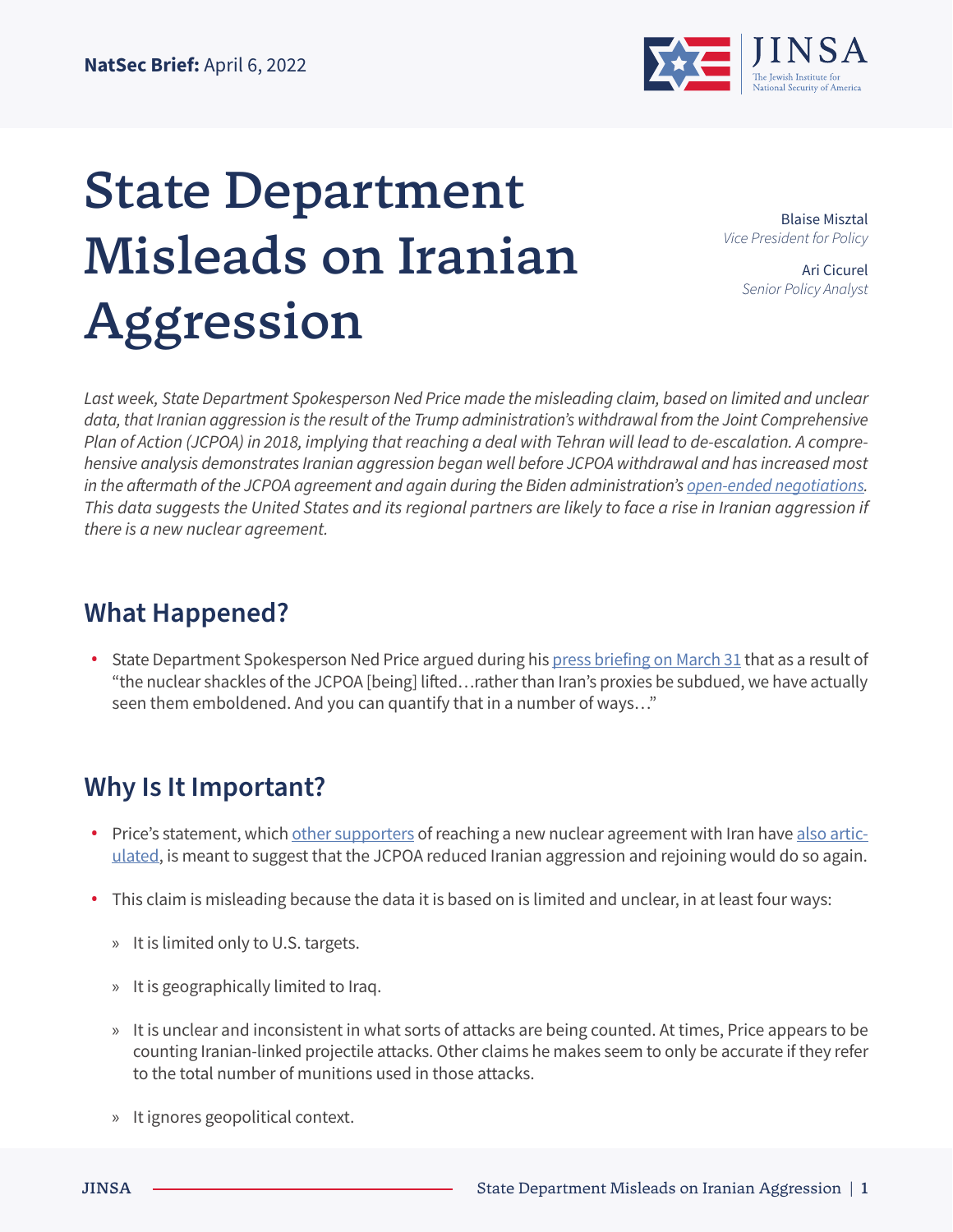**NatSec Brief:** April 6, 2022

# State Department Misleads on Iranian Aggression

Blaise Misztal
*Vice President for Policy*

Ari Cicurel
*Senior Policy Analyst*

*Last week, State Department Spokesperson Ned Price made the misleading claim, based on limited and unclear data, that Iranian aggression is the result of the Trump administration's withdrawal from the Joint Comprehensive Plan of Action (JCPOA) in 2018, implying that reaching a deal with Tehran will lead to de-escalation. A comprehensive analysis demonstrates Iranian aggression began well before JCPOA withdrawal and has increased most in the aftermath of the JCPOA agreement and again during the Biden administration's open-ended negotiations. This data suggests the United States and its regional partners are likely to face a rise in Iranian aggression if there is a new nuclear agreement.*

## What Happened?

- State Department Spokesperson Ned Price argued during his press briefing on March 31 that as a result of "the nuclear shackles of the JCPOA [being] lifted…rather than Iran's proxies be subdued, we have actually seen them emboldened. And you can quantify that in a number of ways…"

## Why Is It Important?

- Price's statement, which other supporters of reaching a new nuclear agreement with Iran have also articulated, is meant to suggest that the JCPOA reduced Iranian aggression and rejoining would do so again.
- This claim is misleading because the data it is based on is limited and unclear, in at least four ways:
    - It is limited only to U.S. targets.
    - It is geographically limited to Iraq.
    - It is unclear and inconsistent in what sorts of attacks are being counted. At times, Price appears to be counting Iranian-linked projectile attacks. Other claims he makes seem to only be accurate if they refer to the total number of munitions used in those attacks.
    - It ignores geopolitical context.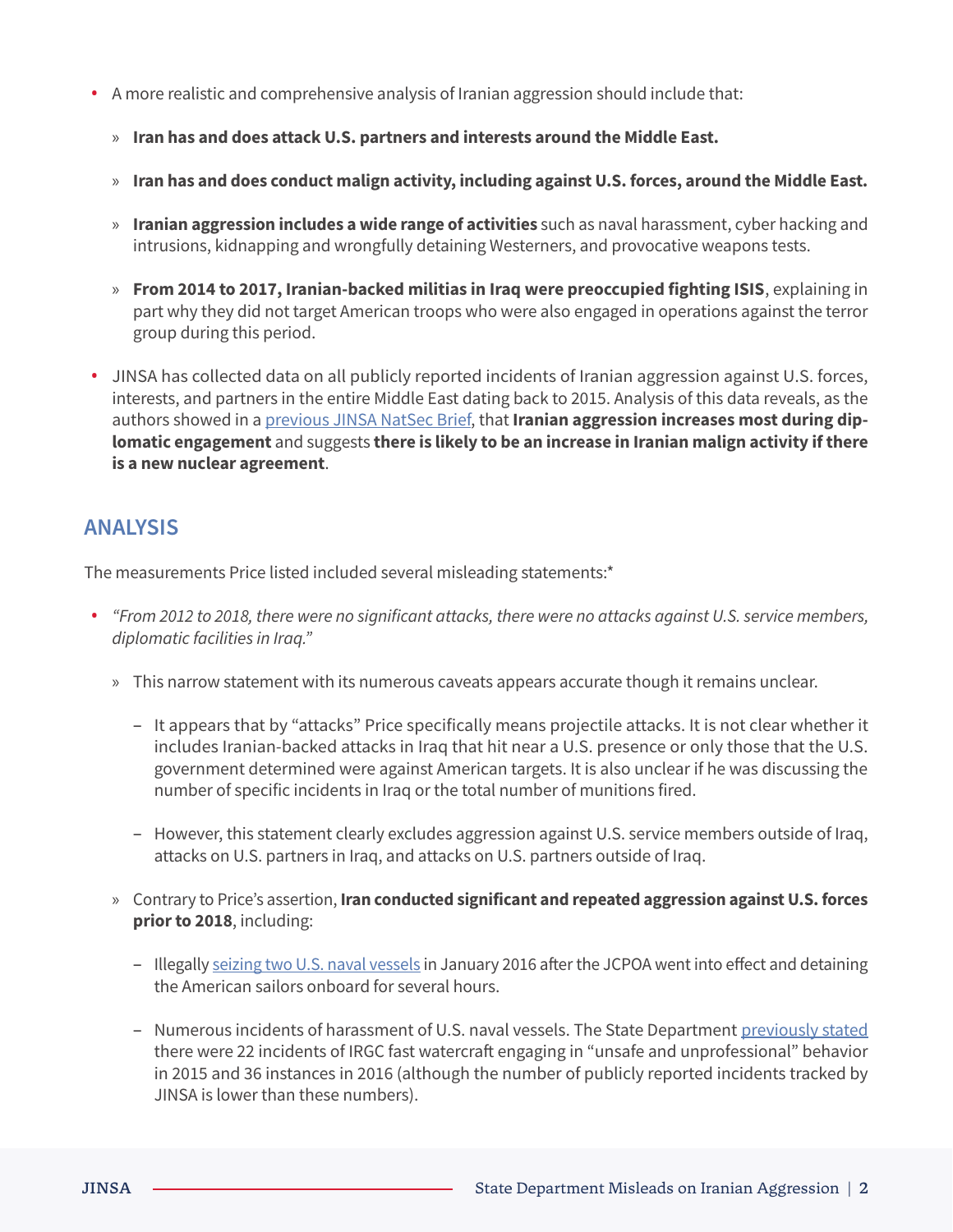- A more realistic and comprehensive analysis of Iranian aggression should include that:
  - **Iran has and does attack U.S. partners and interests around the Middle East.**
  - **Iran has and does conduct malign activity, including against U.S. forces, around the Middle East.**
  - **Iranian aggression includes a wide range of activities** such as naval harassment, cyber hacking and intrusions, kidnapping and wrongfully detaining Westerners, and provocative weapons tests.
  - **From 2014 to 2017, Iranian-backed militias in Iraq were preoccupied fighting ISIS**, explaining in part why they did not target American troops who were also engaged in operations against the terror group during this period.
- JINSA has collected data on all publicly reported incidents of Iranian aggression against U.S. forces, interests, and partners in the entire Middle East dating back to 2015. Analysis of this data reveals, as the authors showed in a previous JINSA NatSec Brief, that **Iranian aggression increases most during diplomatic engagement** and suggests **there is likely to be an increase in Iranian malign activity if there is a new nuclear agreement**.

## ANALYSIS

The measurements Price listed included several misleading statements:*

- *"From 2012 to 2018, there were no significant attacks, there were no attacks against U.S. service members, diplomatic facilities in Iraq."*
  - This narrow statement with its numerous caveats appears accurate though it remains unclear.
    - It appears that by "attacks" Price specifically means projectile attacks. It is not clear whether it includes Iranian-backed attacks in Iraq that hit near a U.S. presence or only those that the U.S. government determined were against American targets. It is also unclear if he was discussing the number of specific incidents in Iraq or the total number of munitions fired.
    - However, this statement clearly excludes aggression against U.S. service members outside of Iraq, attacks on U.S. partners in Iraq, and attacks on U.S. partners outside of Iraq.
  - Contrary to Price's assertion, **Iran conducted significant and repeated aggression against U.S. forces prior to 2018**, including:
    - Illegally seizing two U.S. naval vessels in January 2016 after the JCPOA went into effect and detaining the American sailors onboard for several hours.
    - Numerous incidents of harassment of U.S. naval vessels. The State Department previously stated there were 22 incidents of IRGC fast watercraft engaging in "unsafe and unprofessional" behavior in 2015 and 36 instances in 2016 (although the number of publicly reported incidents tracked by JINSA is lower than these numbers).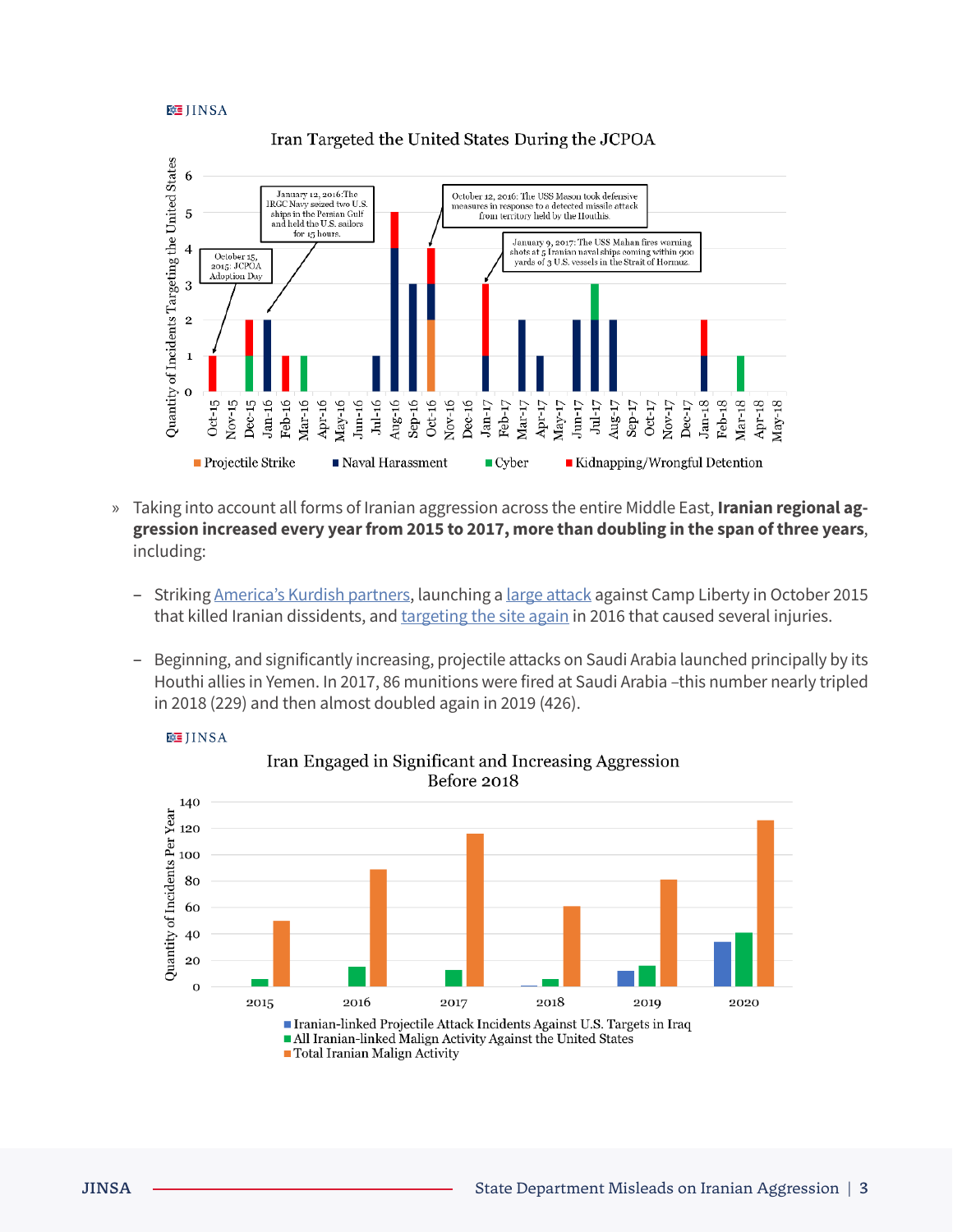JINSA

**Iran Targeted the United States During the JCPOA**

- October 15, 2015: JCPOA Adoption Day
- January 12, 2016: The IRGC Navy seized two U.S. ships in the Persian Gulf and held the U.S. sailors for 15 hours.
- October 12, 2016: The USS Mason took defensive measures in response to a detected missile attack from territory held by the Houthis.
- January 9, 2017: The USS Mahan fires warning shots at 5 Iranian naval ships coming within 900 yards of 3 U.S. vessels in the Strait of Hormuz.

Quantity of Incidents Targeting the United States

Projectile Strike | Naval Harassment | Cyber | Kidnapping/Wrongful Detention

» Taking into account all forms of Iranian aggression across the entire Middle East, **Iranian regional aggression increased every year from 2015 to 2017, more than doubling in the span of three years**, including:

- Striking America's Kurdish partners, launching a large attack against Camp Liberty in October 2015 that killed Iranian dissidents, and targeting the site again in 2016 that caused several injuries.
- Beginning, and significantly increasing, projectile attacks on Saudi Arabia launched principally by its Houthi allies in Yemen. In 2017, 86 munitions were fired at Saudi Arabia –this number nearly tripled in 2018 (229) and then almost doubled again in 2019 (426).

JINSA

**Iran Engaged in Significant and Increasing Aggression Before 2018**

Quantity of Incidents Per Year

- Iranian-linked Projectile Attack Incidents Against U.S. Targets in Iraq
- All Iranian-linked Malign Activity Against the United States
- Total Iranian Malign Activity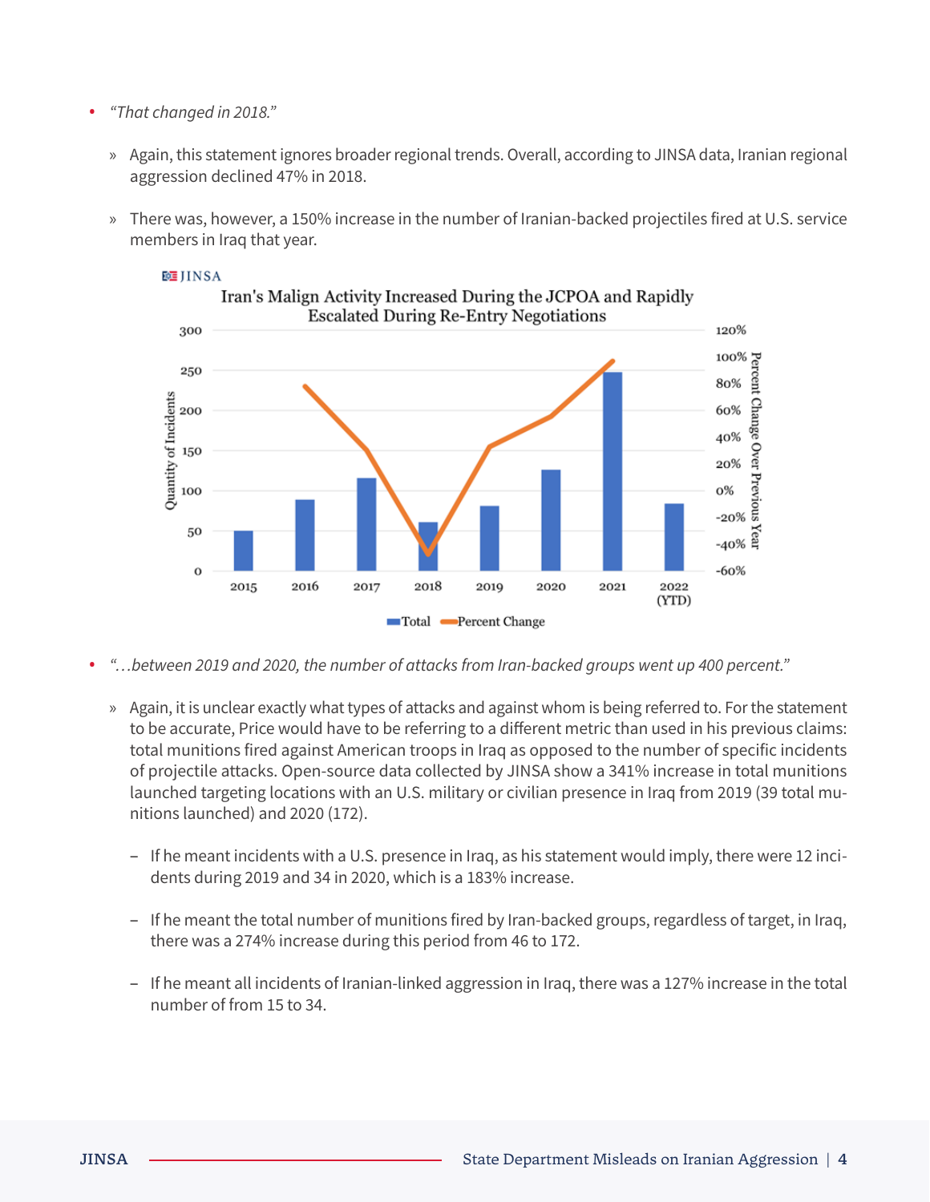- *"That changed in 2018."*
  - Again, this statement ignores broader regional trends. Overall, according to JINSA data, Iranian regional aggression declined 47% in 2018.
  - There was, however, a 150% increase in the number of Iranian-backed projectiles fired at U.S. service members in Iraq that year.

JINSA

Iran's Malign Activity Increased During the JCPOA and Rapidly Escalated During Re-Entry Negotiations

- *"…between 2019 and 2020, the number of attacks from Iran-backed groups went up 400 percent."*
  - Again, it is unclear exactly what types of attacks and against whom is being referred to. For the statement to be accurate, Price would have to be referring to a different metric than used in his previous claims: total munitions fired against American troops in Iraq as opposed to the number of specific incidents of projectile attacks. Open-source data collected by JINSA show a 341% increase in total munitions launched targeting locations with an U.S. military or civilian presence in Iraq from 2019 (39 total munitions launched) and 2020 (172).
    - If he meant incidents with a U.S. presence in Iraq, as his statement would imply, there were 12 incidents during 2019 and 34 in 2020, which is a 183% increase.
    - If he meant the total number of munitions fired by Iran-backed groups, regardless of target, in Iraq, there was a 274% increase during this period from 46 to 172.
    - If he meant all incidents of Iranian-linked aggression in Iraq, there was a 127% increase in the total number of from 15 to 34.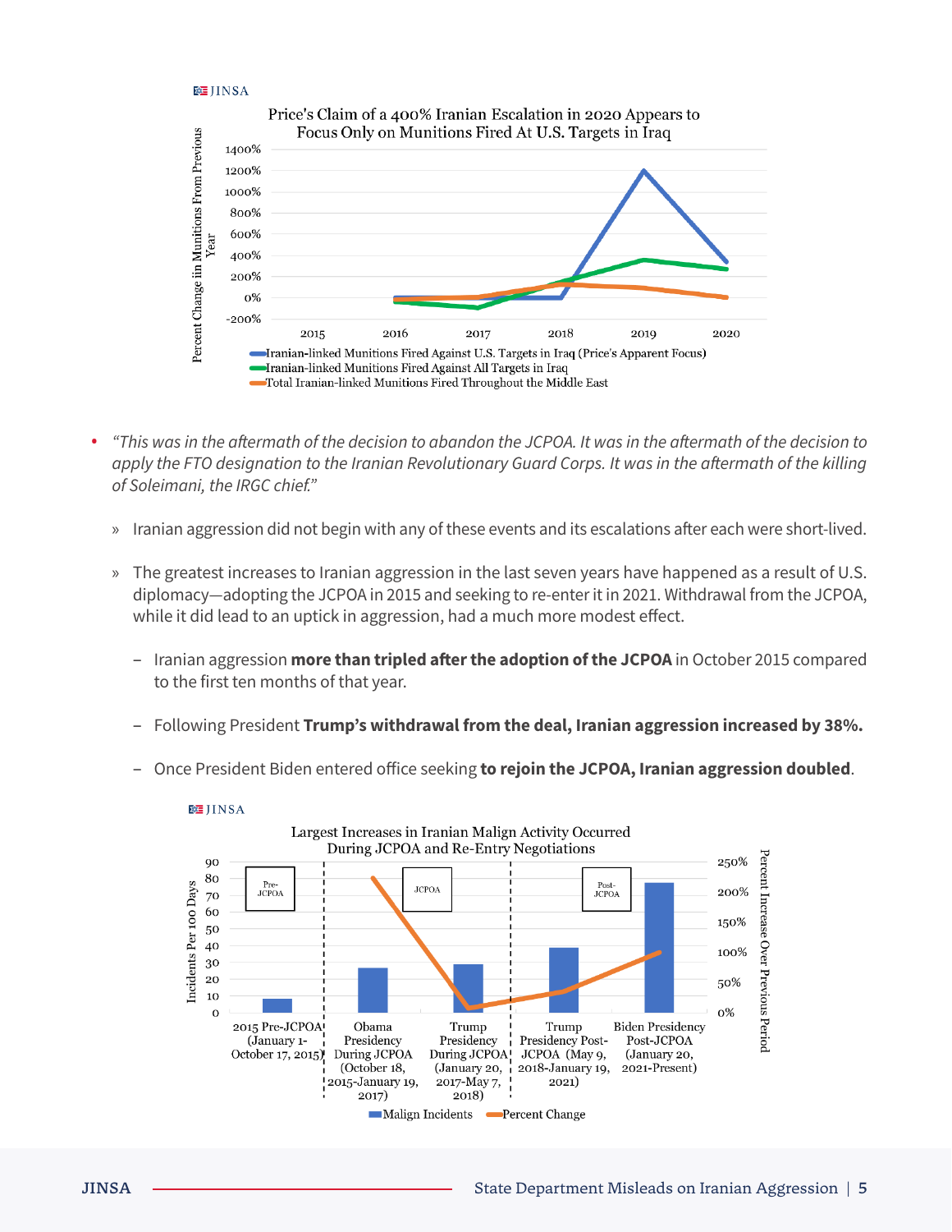JINSA

**Price's Claim of a 400% Iranian Escalation in 2020 Appears to Focus Only on Munitions Fired At U.S. Targets in Iraq**

Percent Change in Munitions From Previous Year

1400%
1200%
1000%
800%
600%
400%
200%
0%
-200%

2015 2016 2017 2018 2019 2020

- Iranian-linked Munitions Fired Against U.S. Targets in Iraq (Price's Apparent Focus)
- Iranian-linked Munitions Fired Against All Targets in Iraq
- Total Iranian-linked Munitions Fired Throughout the Middle East

- *"This was in the aftermath of the decision to abandon the JCPOA. It was in the aftermath of the decision to apply the FTO designation to the Iranian Revolutionary Guard Corps. It was in the aftermath of the killing of Soleimani, the IRGC chief."*
  - Iranian aggression did not begin with any of these events and its escalations after each were short-lived.
  - The greatest increases to Iranian aggression in the last seven years have happened as a result of U.S. diplomacy—adopting the JCPOA in 2015 and seeking to re-enter it in 2021. Withdrawal from the JCPOA, while it did lead to an uptick in aggression, had a much more modest effect.
    - Iranian aggression **more than tripled after the adoption of the JCPOA** in October 2015 compared to the first ten months of that year.
    - Following President **Trump's withdrawal from the deal, Iranian aggression increased by 38%.**
    - Once President Biden entered office seeking **to rejoin the JCPOA, Iranian aggression doubled**.

JINSA

**Largest Increases in Iranian Malign Activity Occurred During JCPOA and Re-Entry Negotiations**

Incidents Per 100 Days (0–90) | Percent Increase Over Previous Period (0%–250%)

Pre-JCPOA | JCPOA | Post-JCPOA

- 2015 Pre-JCPOA (January 1-October 17, 2015)
- Obama Presidency During JCPOA (October 18, 2015-January 19, 2017)
- Trump Presidency During JCPOA (January 20, 2017-May 7, 2018)
- Trump Presidency Post-JCPOA (May 9, 2018-January 19, 2021)
- Biden Presidency Post-JCPOA (January 20, 2021-Present)

Malign Incidents | Percent Change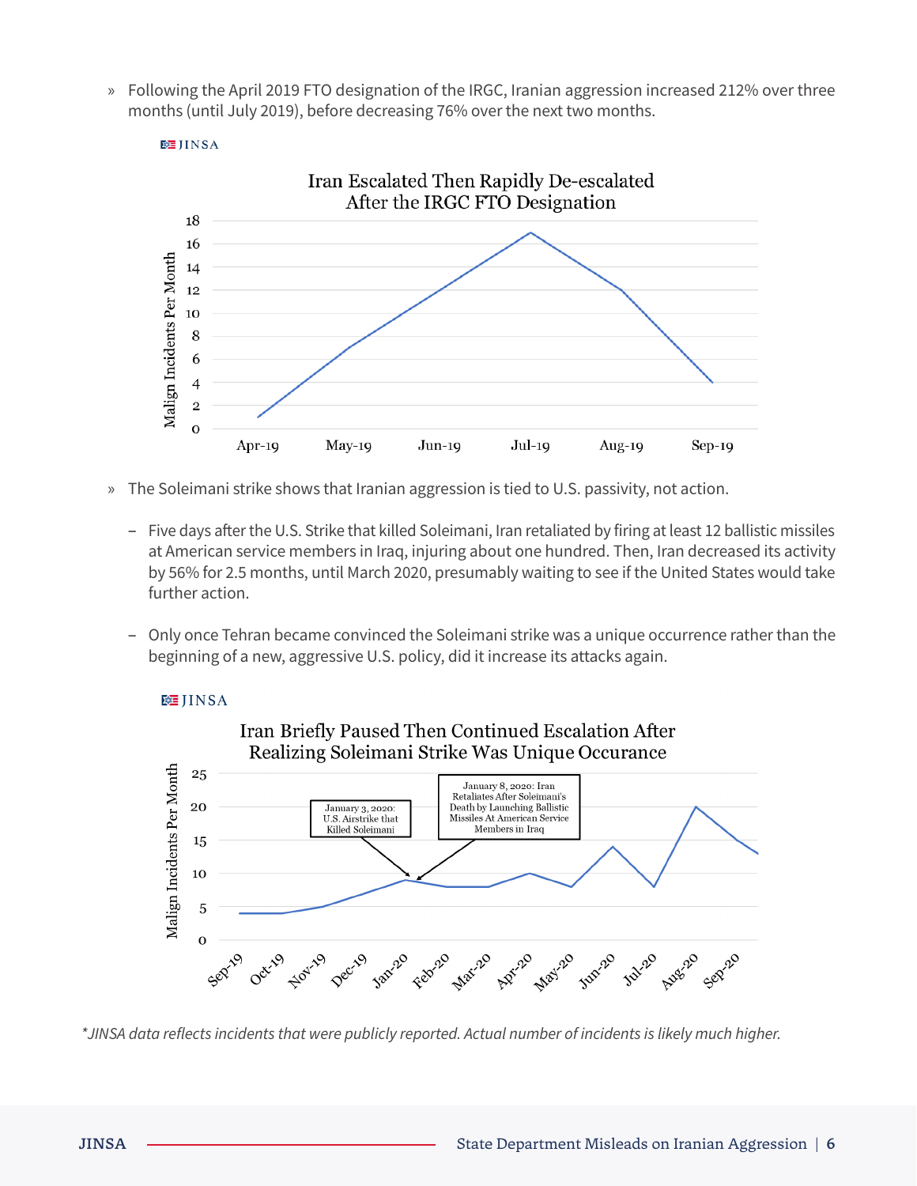- Following the April 2019 FTO designation of the IRGC, Iranian aggression increased 212% over three months (until July 2019), before decreasing 76% over the next two months.

JINSA

Iran Escalated Then Rapidly De-escalated After the IRGC FTO Designation

Malign Incidents Per Month

18
16
14
12
10
8
6
4
2
0

Apr-19 May-19 Jun-19 Jul-19 Aug-19 Sep-19

- The Soleimani strike shows that Iranian aggression is tied to U.S. passivity, not action.
  - Five days after the U.S. Strike that killed Soleimani, Iran retaliated by firing at least 12 ballistic missiles at American service members in Iraq, injuring about one hundred. Then, Iran decreased its activity by 56% for 2.5 months, until March 2020, presumably waiting to see if the United States would take further action.
  - Only once Tehran became convinced the Soleimani strike was a unique occurrence rather than the beginning of a new, aggressive U.S. policy, did it increase its attacks again.

JINSA

Iran Briefly Paused Then Continued Escalation After Realizing Soleimani Strike Was Unique Occurance

Malign Incidents Per Month

25
20
15
10
5
0

January 3, 2020: U.S. Airstrike that Killed Soleimani

January 8, 2020: Iran Retaliates After Soleimani's Death by Launching Ballistic Missiles At American Service Members in Iraq

Sep-19 Oct-19 Nov-19 Dec-19 Jan-20 Feb-20 Mar-20 Apr-20 May-20 Jun-20 Jul-20 Aug-20 Sep-20

*\*JINSA data reflects incidents that were publicly reported. Actual number of incidents is likely much higher.*